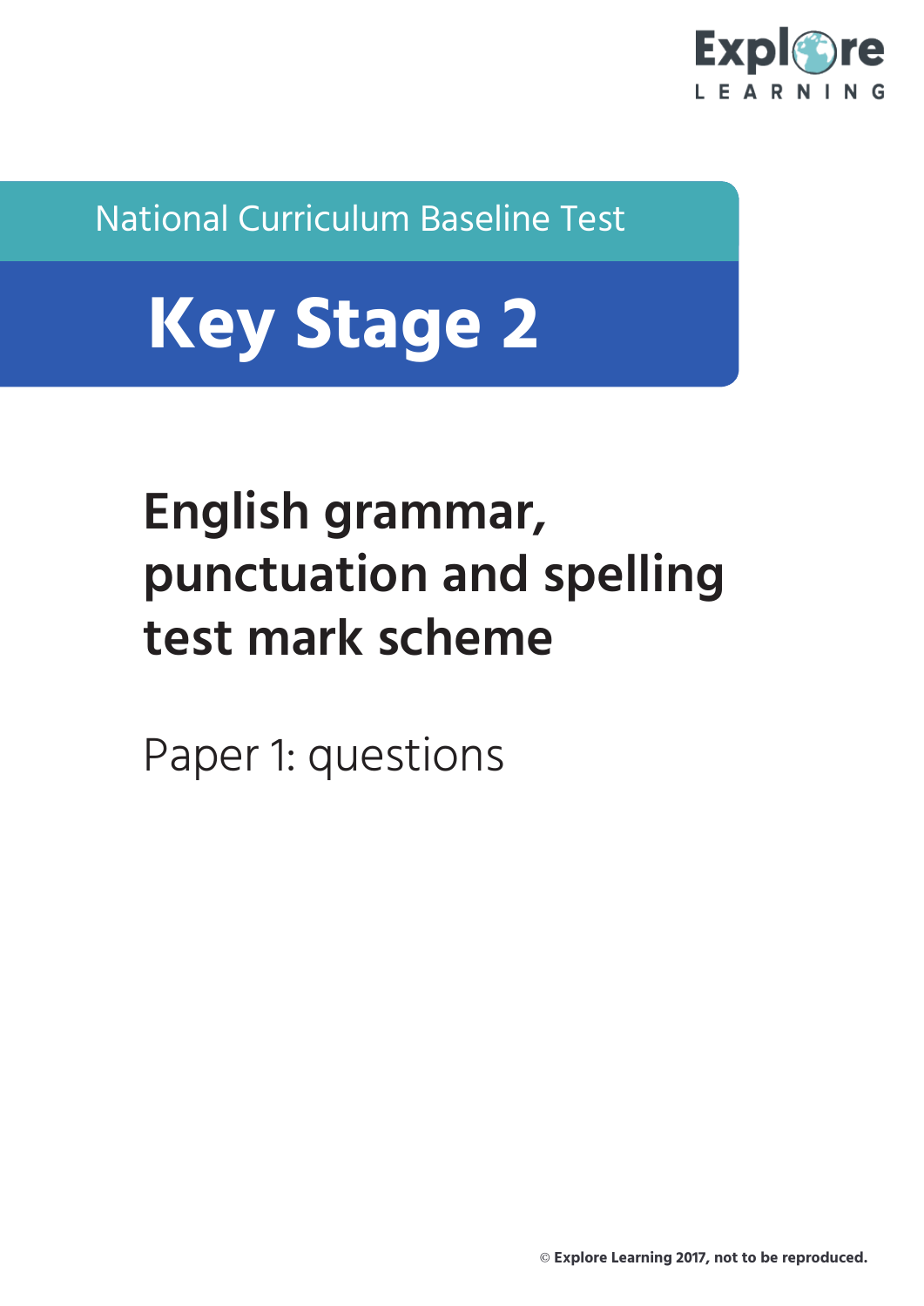Explore LEARNING

National Curriculum Baseline Test

# Key Stage 2

## English grammar, punctuation and spelling test mark scheme

Paper 1: questions

© Explore Learning 2017, not to be reproduced.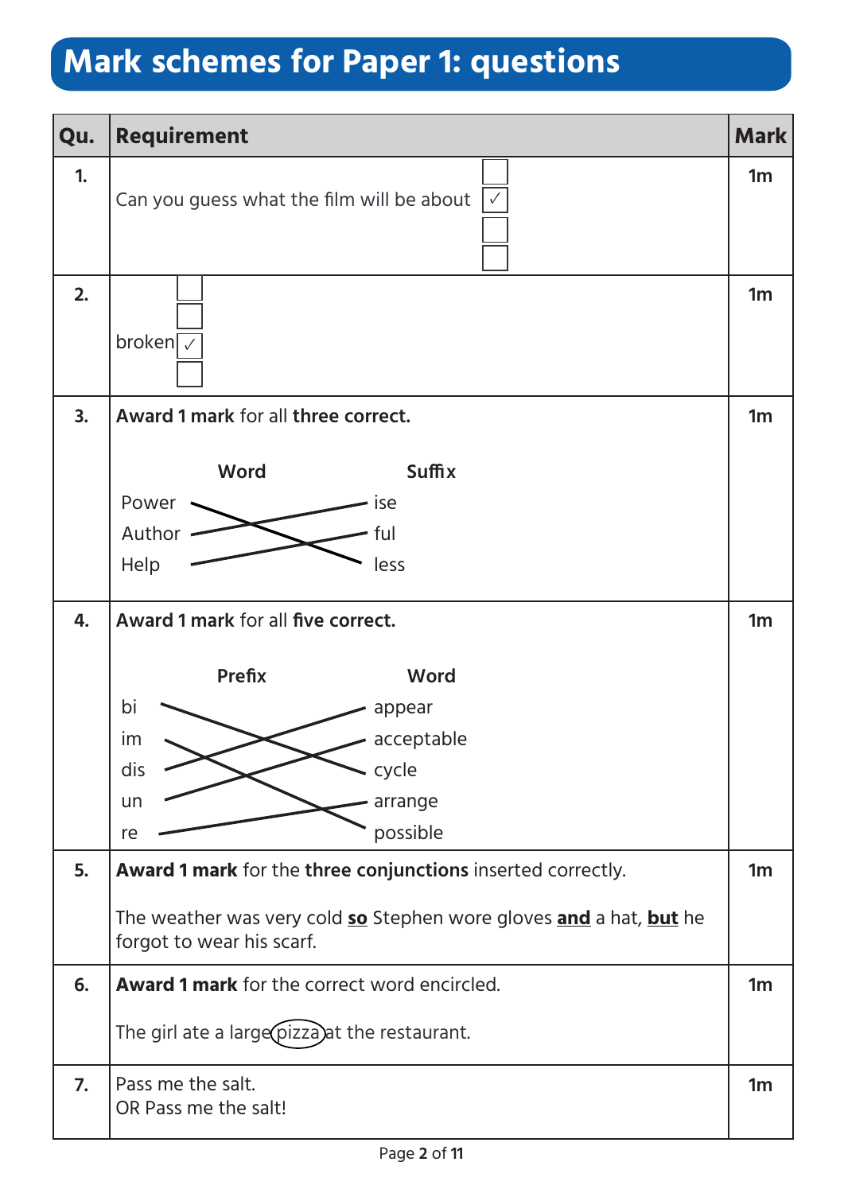# Mark schemes for Paper 1: questions

| Qu. | Requirement | Mark |
|---|---|---|
| 1. | Can you guess what the film will be about ✓ | 1m |
| 2. | broken ✓ | 1m |
| 3. | **Award 1 mark** for all **three correct.**<br><br>**Word** — **Suffix**<br>Power — less<br>Author — ise<br>Help — ful | 1m |
| 4. | **Award 1 mark** for all **five correct.**<br><br>**Prefix** — **Word**<br>bi — cycle<br>im — possible<br>dis — appear<br>un — acceptable<br>re — arrange | 1m |
| 5. | **Award 1 mark** for the **three conjunctions** inserted correctly.<br><br>The weather was very cold **<u>so</u>** Stephen wore gloves **<u>and</u>** a hat, **<u>but</u>** he forgot to wear his scarf. | 1m |
| 6. | **Award 1 mark** for the correct word encircled.<br><br>The girl ate a large (pizza) at the restaurant. | 1m |
| 7. | Pass me the salt.<br>OR Pass me the salt! | 1m |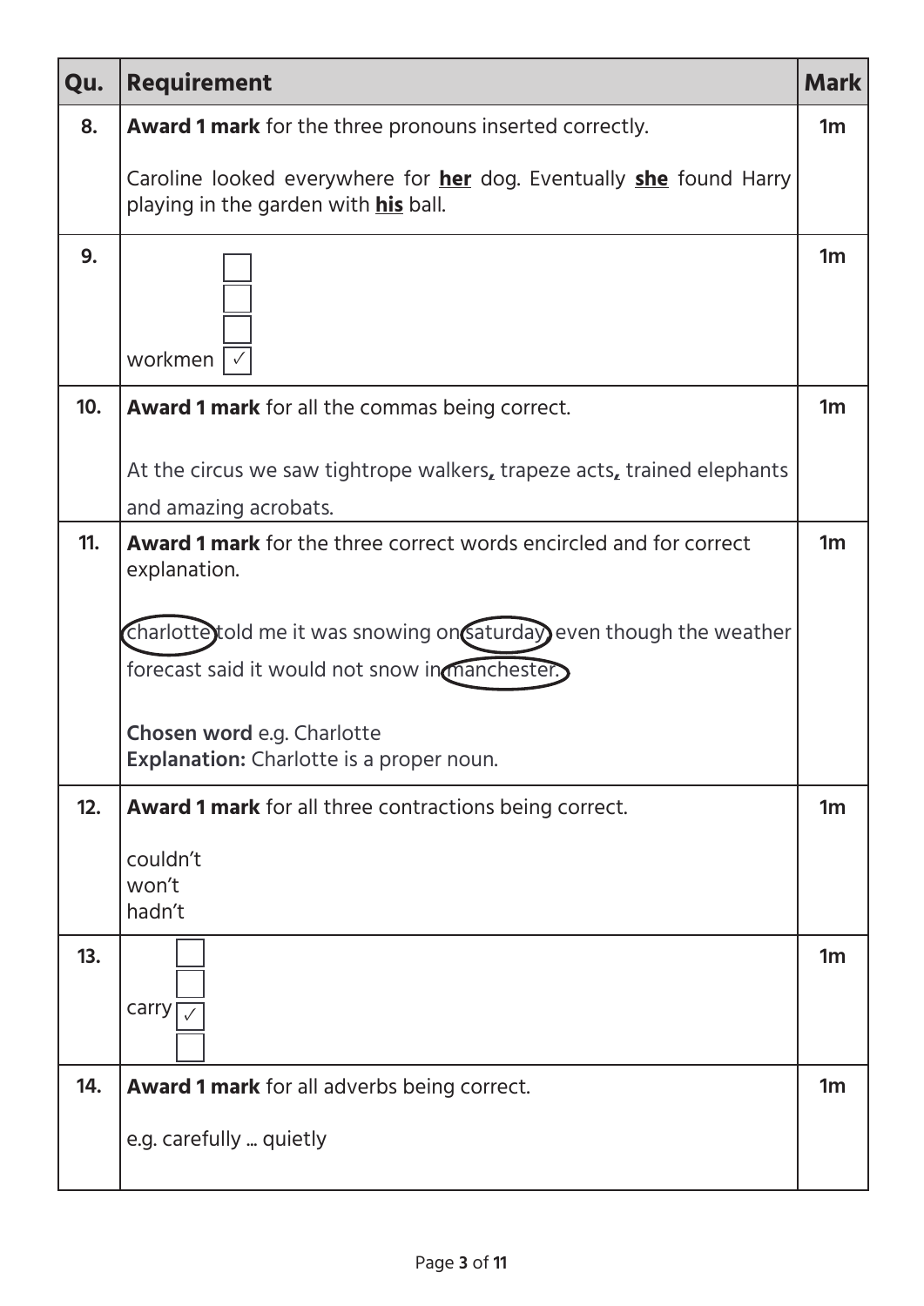| Qu. | Requirement | Mark |
|---|---|---|
| 8. | **Award 1 mark** for the three pronouns inserted correctly.<br><br>Caroline looked everywhere for **her** dog. Eventually **she** found Harry playing in the garden with **his** ball. | 1m |
| 9. | ☐<br>☐<br>☐<br>workmen ☑ | 1m |
| 10. | **Award 1 mark** for all the commas being correct.<br><br>At the circus we saw tightrope walkers**,** trapeze acts**,** trained elephants and amazing acrobats. | 1m |
| 11. | **Award 1 mark** for the three correct words encircled and for correct explanation.<br><br>(charlotte) told me it was snowing on (saturday) even though the weather forecast said it would not snow in (manchester.)<br><br>**Chosen word** e.g. Charlotte<br>**Explanation:** Charlotte is a proper noun. | 1m |
| 12. | **Award 1 mark** for all three contractions being correct.<br><br>couldn't<br>won't<br>hadn't | 1m |
| 13. | ☐<br>☐<br>carry ☑<br>☐ | 1m |
| 14. | **Award 1 mark** for all adverbs being correct.<br><br>e.g. carefully ... quietly | 1m |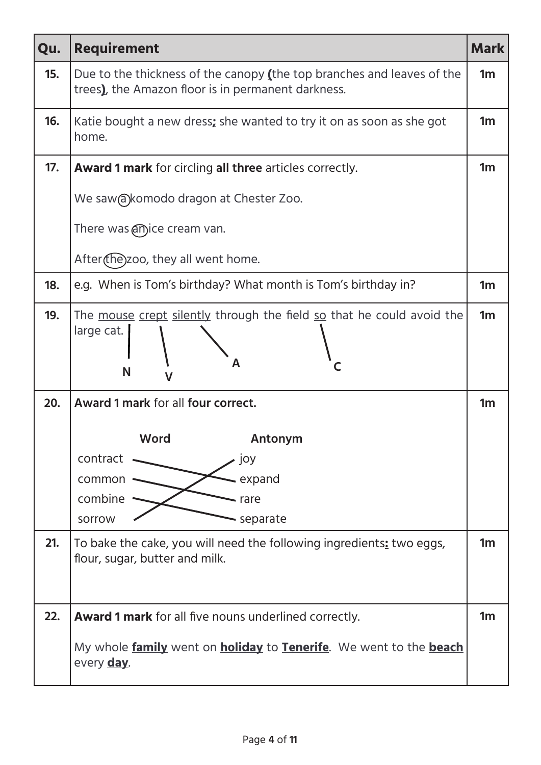| Qu. | Requirement | Mark |
|---|---|---|
| 15. | Due to the thickness of the canopy **(**the top branches and leaves of the trees**)**, the Amazon floor is in permanent darkness. | 1m |
| 16. | Katie bought a new dress**;** she wanted to try it on as soon as she got home. | 1m |
| 17. | **Award 1 mark** for circling **all three** articles correctly.<br><br>We saw (a) komodo dragon at Chester Zoo.<br><br>There was (an) ice cream van.<br><br>After (the) zoo, they all went home. | 1m |
| 18. | e.g. When is Tom's birthday? What month is Tom's birthday in? | 1m |
| 19. | The <u>mouse</u> <u>crept</u> <u>silently</u> through the field <u>so</u> that he could avoid the large cat.<br><br>mouse – N; crept – V; silently – A; so – C | 1m |
| 20. | **Award 1 mark** for all **four correct.**<br><br>**Word** – **Antonym**<br>contract – expand<br>common – rare<br>combine – separate<br>sorrow – joy | 1m |
| 21. | To bake the cake, you will need the following ingredients**:** two eggs, flour, sugar, butter and milk. | 1m |
| 22. | **Award 1 mark** for all five nouns underlined correctly.<br><br>My whole **<u>family</u>** went on **<u>holiday</u>** to **<u>Tenerife</u>**. We went to the **<u>beach</u>** every **<u>day</u>**. | 1m |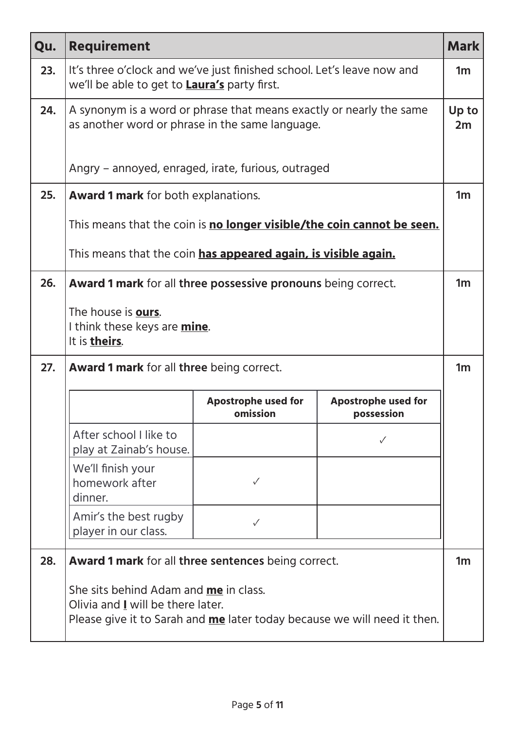| Qu. | Requirement | Mark |
|---|---|---|
| 23. | It's three o'clock and we've just finished school. Let's leave now and we'll be able to get to **<u>Laura's</u>** party first. | 1m |
| 24. | A synonym is a word or phrase that means exactly or nearly the same as another word or phrase in the same language.<br><br>Angry – annoyed, enraged, irate, furious, outraged | Up to 2m |
| 25. | **Award 1 mark** for both explanations.<br><br>This means that the coin is **<u>no longer visible/the coin cannot be seen.</u>**<br><br>This means that the coin **<u>has appeared again, is visible again.</u>** | 1m |
| 26. | **Award 1 mark** for all **three possessive pronouns** being correct.<br><br>The house is **<u>ours</u>**.<br>I think these keys are **<u>mine</u>**.<br>It is **<u>theirs</u>**. | 1m |
| 27. | **Award 1 mark** for all **three** being correct. | 1m |
| 28. | **Award 1 mark** for all **three sentences** being correct.<br><br>She sits behind Adam and **<u>me</u>** in class.<br>Olivia and **<u>I</u>** will be there later.<br>Please give it to Sarah and **<u>me</u>** later today because we will need it then. | 1m |

Question 27 table:

| | Apostrophe used for omission | Apostrophe used for possession |
|---|---|---|
| After school I like to play at Zainab's house. | | ✓ |
| We'll finish your homework after dinner. | ✓ | |
| Amir's the best rugby player in our class. | ✓ | |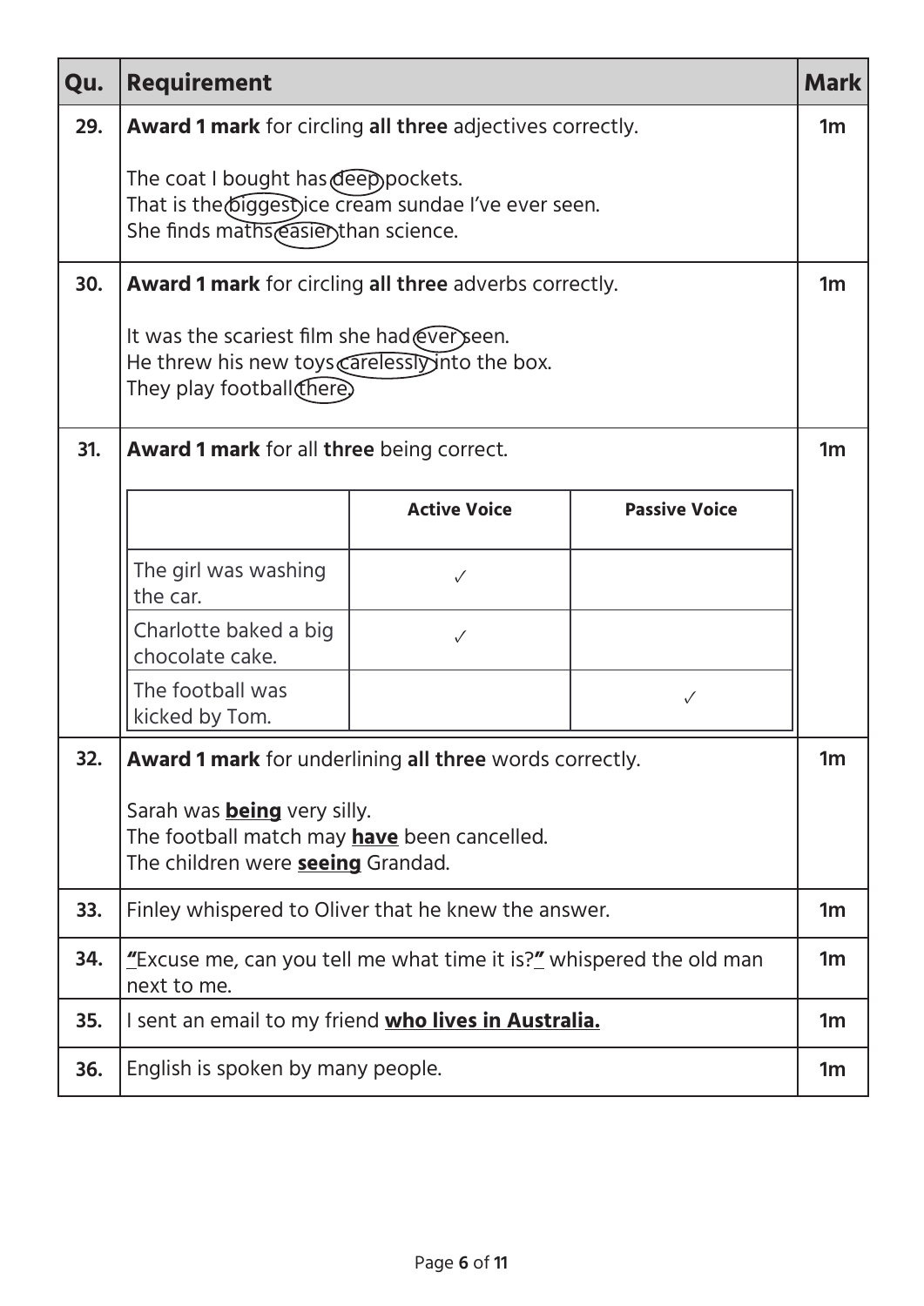| Qu. | Requirement | Mark |
|---|---|---|
| 29. | **Award 1 mark** for circling **all three** adjectives correctly.<br><br>The coat I bought has (deep) pockets.<br>That is the (biggest) ice cream sundae I've ever seen.<br>She finds maths (easier) than science. | 1m |
| 30. | **Award 1 mark** for circling **all three** adverbs correctly.<br><br>It was the scariest film she had (ever) seen.<br>He threw his new toys (carelessly) into the box.<br>They play football (there). | 1m |
| 31. | **Award 1 mark** for all **three** being correct.<br><br>(see table below) | 1m |
| 32. | **Award 1 mark** for underlining **all three** words correctly.<br><br>Sarah was <u>**being**</u> very silly.<br>The football match may <u>**have**</u> been cancelled.<br>The children were <u>**seeing**</u> Grandad. | 1m |
| 33. | Finley whispered to Oliver that he knew the answer. | 1m |
| 34. | <u>**"**</u>Excuse me, can you tell me what time it is?<u>**"**</u> whispered the old man next to me. | 1m |
| 35. | I sent an email to my friend <u>**who lives in Australia.**</u> | 1m |
| 36. | English is spoken by many people. | 1m |

Question 31:

| | **Active Voice** | **Passive Voice** |
|---|---|---|
| The girl was washing the car. | ✓ | |
| Charlotte baked a big chocolate cake. | ✓ | |
| The football was kicked by Tom. | | ✓ |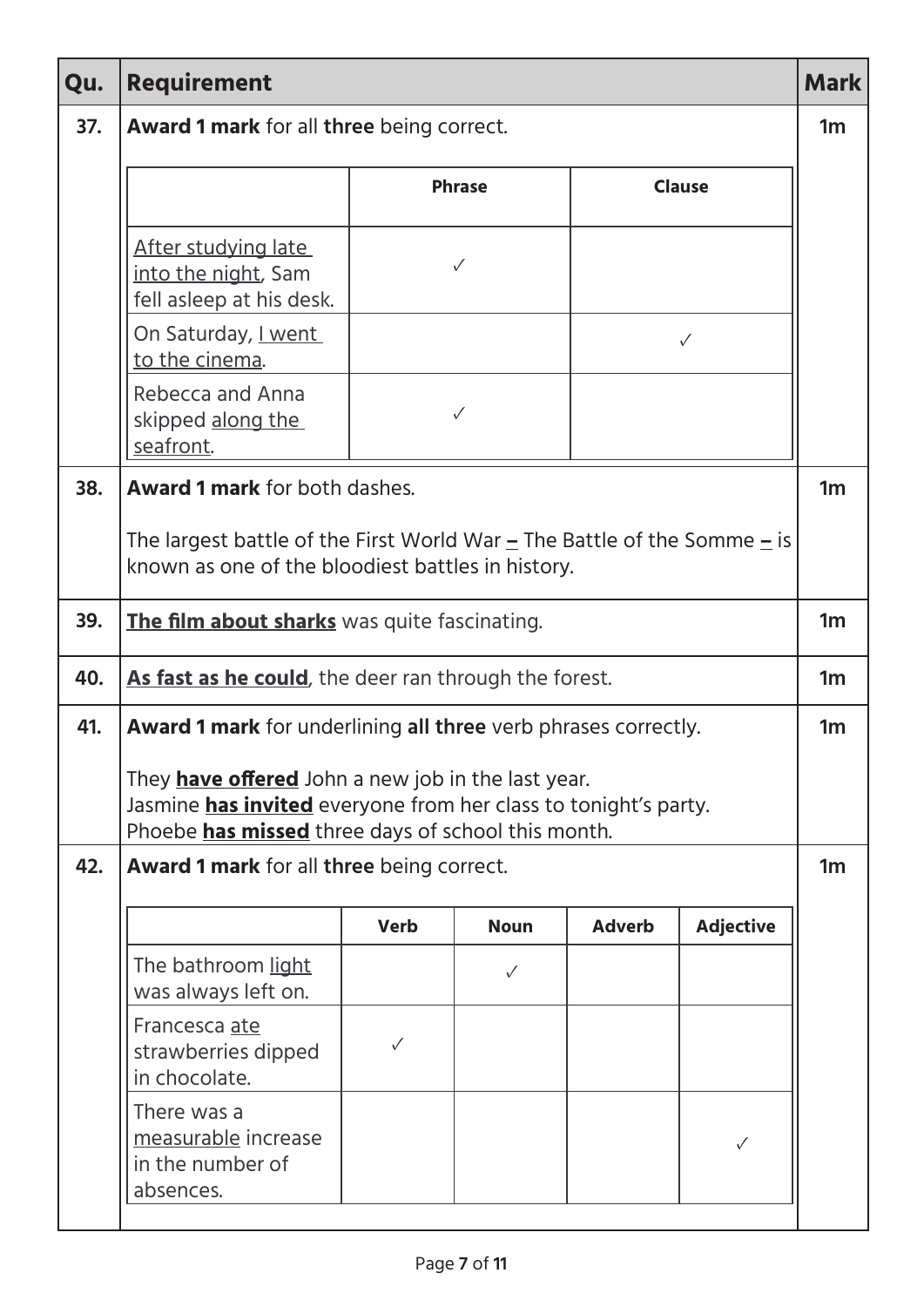| Qu. | Requirement | Mark |
|---|---|---|
| 37. | **Award 1 mark** for all **three** being correct. | 1m |

| | Phrase | Clause |
|---|---|---|
| <u>After studying late into the night</u>, Sam fell asleep at his desk. | ✓ | |
| On Saturday, <u>I went to the cinema</u>. | | ✓ |
| Rebecca and Anna skipped <u>along the seafront</u>. | ✓ | |

| Qu. | Requirement | Mark |
|---|---|---|
| 38. | **Award 1 mark** for both dashes.<br><br>The largest battle of the First World War **–** The Battle of the Somme **–** is known as one of the bloodiest battles in history. | 1m |
| 39. | **<u>The film about sharks</u>** was quite fascinating. | 1m |
| 40. | **<u>As fast as he could</u>**, the deer ran through the forest. | 1m |
| 41. | **Award 1 mark** for underlining **all three** verb phrases correctly.<br><br>They **<u>have offered</u>** John a new job in the last year.<br>Jasmine **<u>has invited</u>** everyone from her class to tonight's party.<br>Phoebe **<u>has missed</u>** three days of school this month. | 1m |
| 42. | **Award 1 mark** for all **three** being correct. | 1m |

| | Verb | Noun | Adverb | Adjective |
|---|---|---|---|---|
| The bathroom <u>light</u> was always left on. | | ✓ | | |
| Francesca <u>ate</u> strawberries dipped in chocolate. | ✓ | | | |
| There was a <u>measurable</u> increase in the number of absences. | | | | ✓ |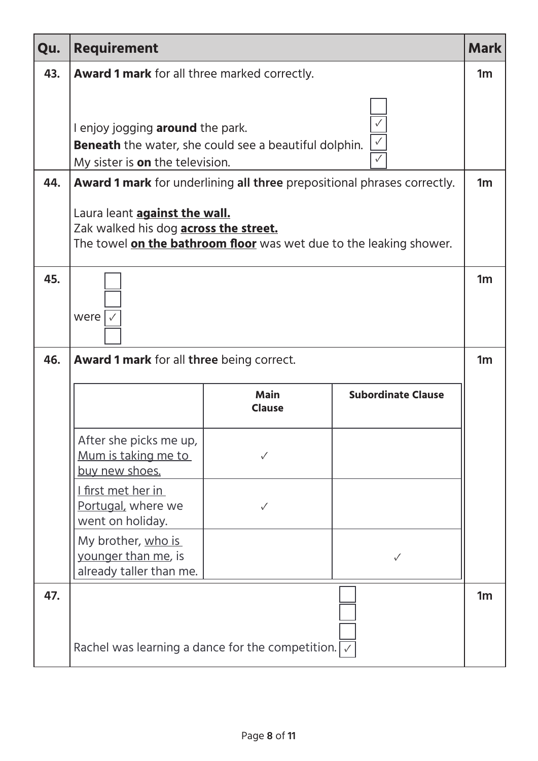| Qu. | Requirement | Mark |
| --- | --- | --- |
| 43. | **Award 1 mark** for all three marked correctly.<br><br>☐<br>I enjoy jogging **around** the park. ✓<br>**Beneath** the water, she could see a beautiful dolphin. ✓<br>My sister is **on** the television. ✓ | 1m |
| 44. | **Award 1 mark** for underlining **all three** prepositional phrases correctly.<br><br>Laura leant <u>**against the wall.**</u><br>Zak walked his dog <u>**across the street.**</u><br>The towel <u>**on the bathroom floor**</u> was wet due to the leaking shower. | 1m |
| 45. | ☐<br>☐<br>were ✓<br>☐ | 1m |
| 46. | **Award 1 mark** for all **three** being correct. | 1m |
| 47. | ☐<br>☐<br>☐<br>Rachel was learning a dance for the competition. ✓ | 1m |

**Question 46 table:**

| | Main Clause | Subordinate Clause |
| --- | --- | --- |
| After she picks me up, <u>Mum is taking me to buy new shoes.</u> | ✓ | |
| <u>I first met her in Portugal,</u> where we went on holiday. | ✓ | |
| My brother, <u>who is younger than me,</u> is already taller than me. | | ✓ |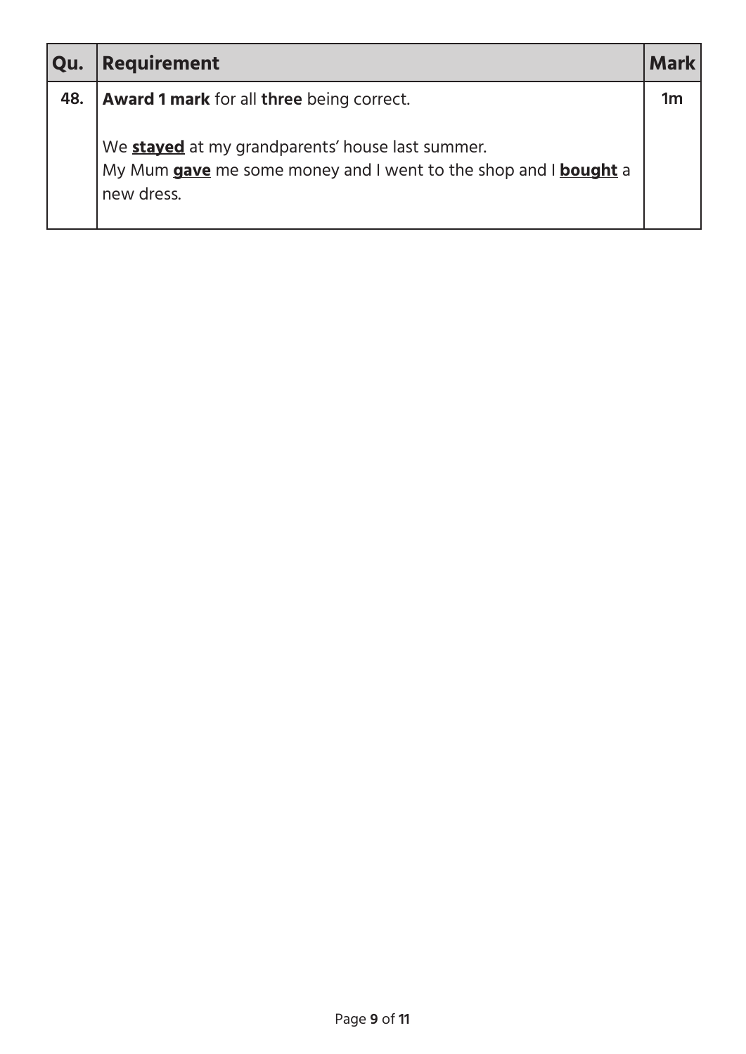| Qu. | Requirement | Mark |
|---|---|---|
| 48. | **Award 1 mark** for all **three** being correct.<br><br>We **stayed** at my grandparents' house last summer.<br>My Mum **gave** me some money and I went to the shop and I **bought** a new dress. | 1m |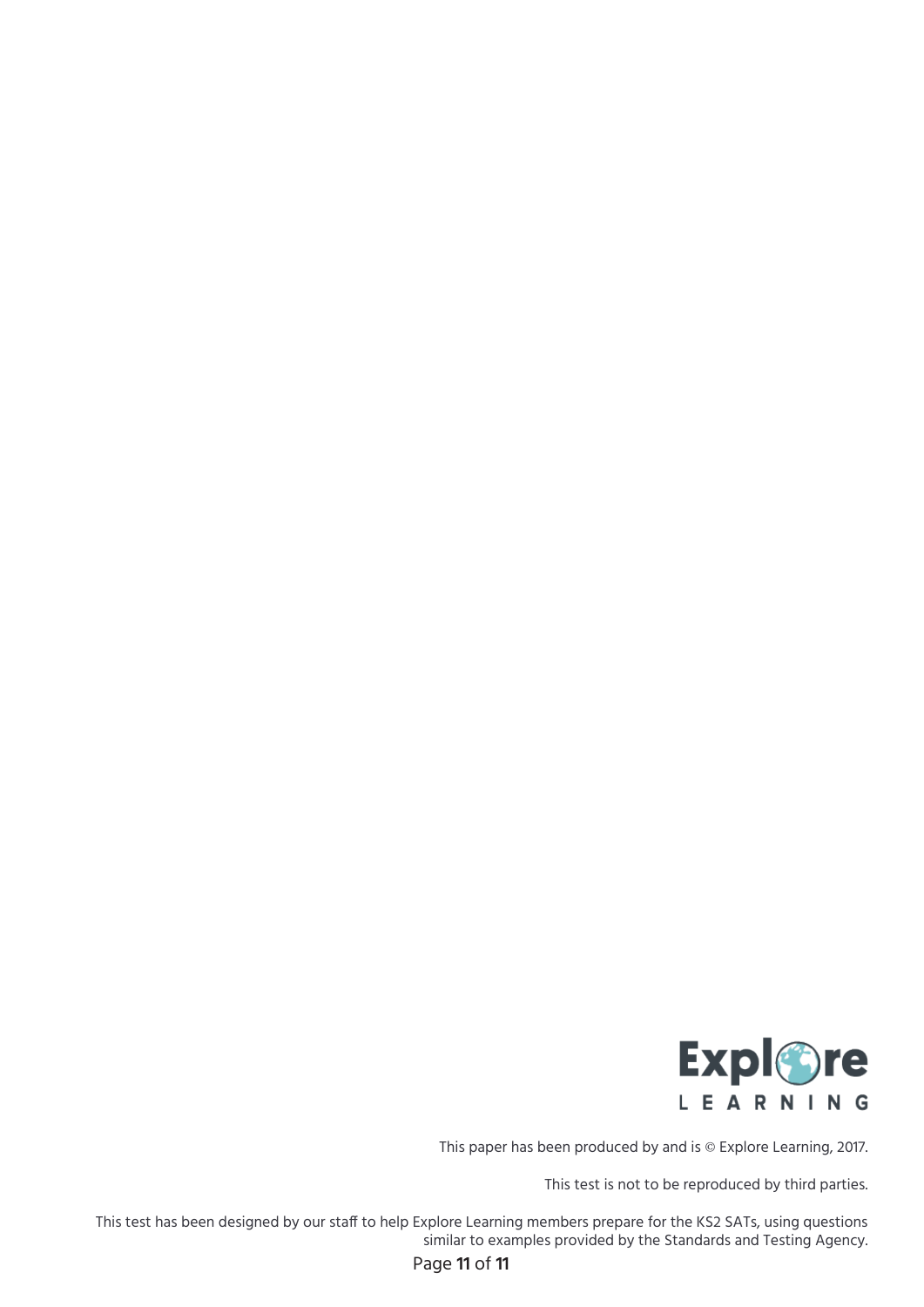Explore LEARNING

This paper has been produced by and is © Explore Learning, 2017.

This test is not to be reproduced by third parties.

This test has been designed by our staff to help Explore Learning members prepare for the KS2 SATs, using questions similar to examples provided by the Standards and Testing Agency.